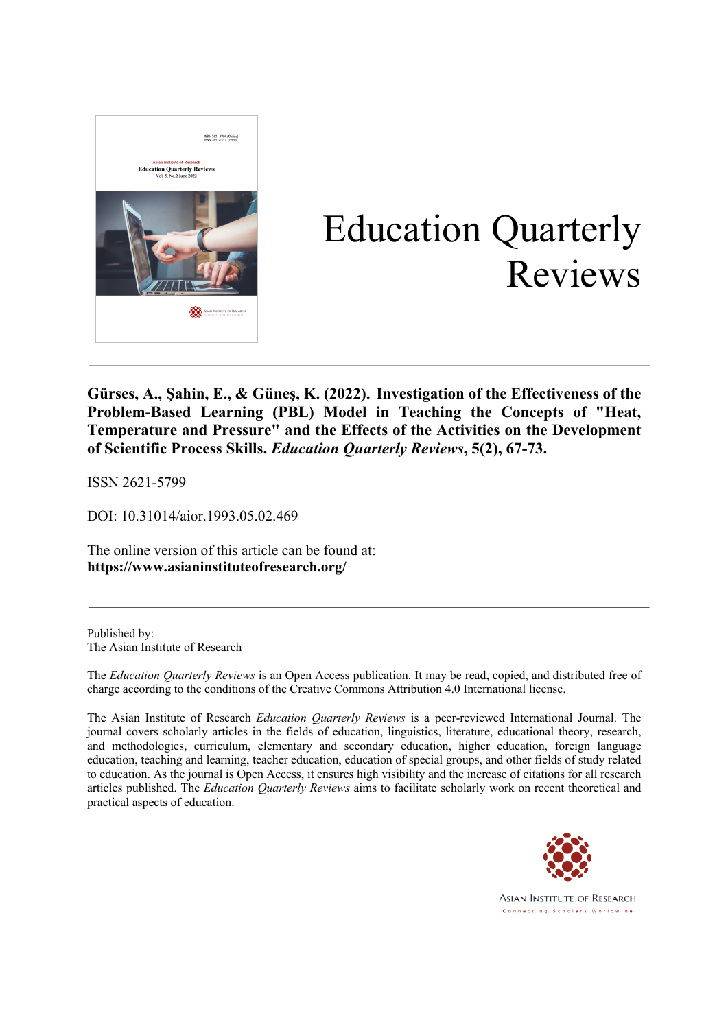# Education Quarterly Reviews

**Gürses, A., Şahin, E., & Güneş, K. (2022). Investigation of the Effectiveness of the Problem-Based Learning (PBL) Model in Teaching the Concepts of "Heat, Temperature and Pressure" and the Effects of the Activities on the Development of Scientific Process Skills. *Education Quarterly Reviews*, 5(2), 67-73.**

ISSN 2621-5799

DOI: 10.31014/aior.1993.05.02.469

The online version of this article can be found at:
**https://www.asianinstituteofresearch.org/**

---

Published by:
The Asian Institute of Research

The *Education Quarterly Reviews* is an Open Access publication. It may be read, copied, and distributed free of charge according to the conditions of the Creative Commons Attribution 4.0 International license.

The Asian Institute of Research *Education Quarterly Reviews* is a peer-reviewed International Journal. The journal covers scholarly articles in the fields of education, linguistics, literature, educational theory, research, and methodologies, curriculum, elementary and secondary education, higher education, foreign language education, teaching and learning, teacher education, education of special groups, and other fields of study related to education. As the journal is Open Access, it ensures high visibility and the increase of citations for all research articles published. The *Education Quarterly Reviews* aims to facilitate scholarly work on recent theoretical and practical aspects of education.

Asian Institute of Research
Connecting Scholars Worldwide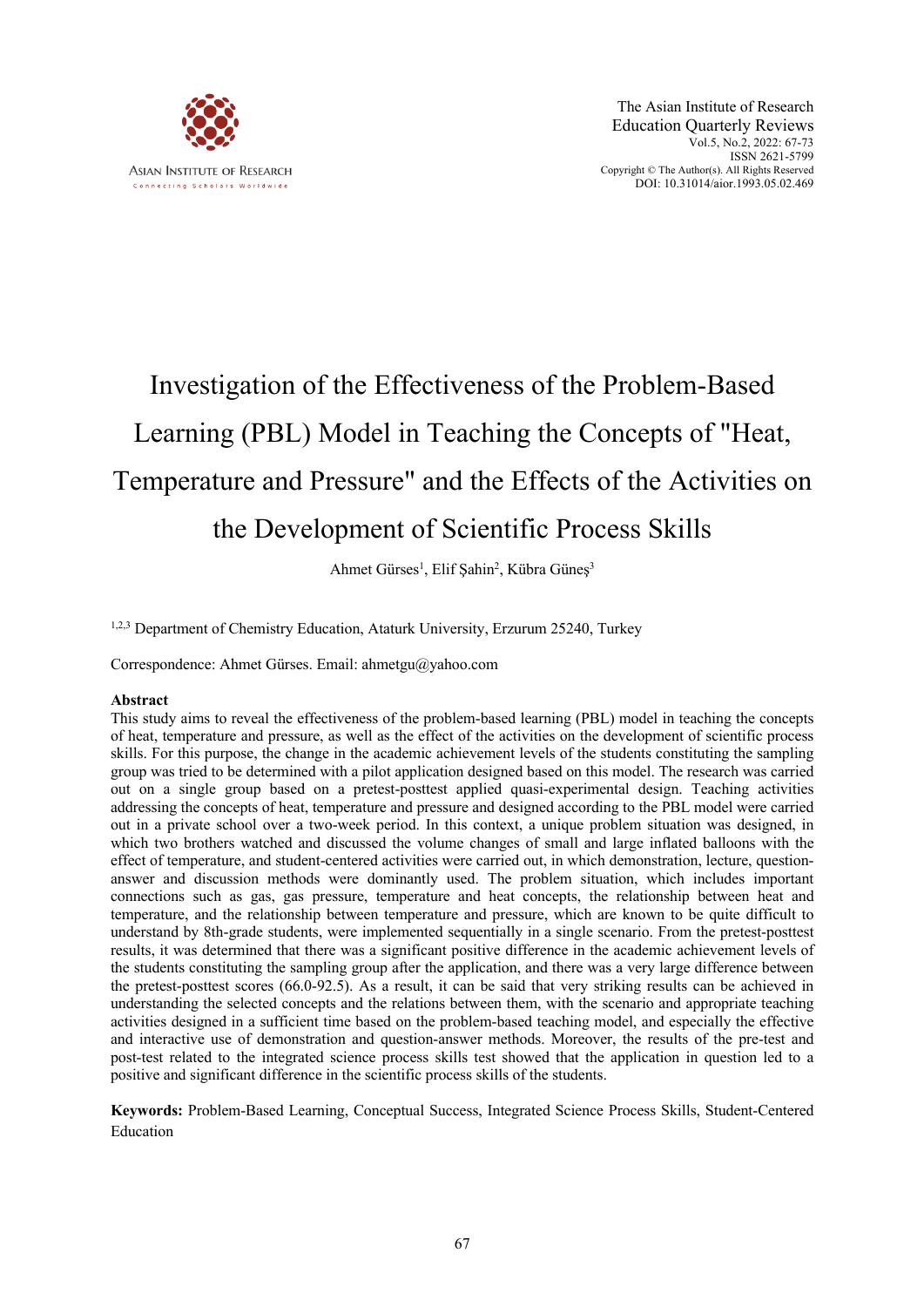# Investigation of the Effectiveness of the Problem-Based Learning (PBL) Model in Teaching the Concepts of "Heat, Temperature and Pressure" and the Effects of the Activities on the Development of Scientific Process Skills

Ahmet Gürses[1], Elif Şahin[2], Kübra Güneş[3]

[1,2,3] Department of Chemistry Education, Ataturk University, Erzurum 25240, Turkey

Correspondence: Ahmet Gürses. Email: ahmetgu@yahoo.com

## Abstract

This study aims to reveal the effectiveness of the problem-based learning (PBL) model in teaching the concepts of heat, temperature and pressure, as well as the effect of the activities on the development of scientific process skills. For this purpose, the change in the academic achievement levels of the students constituting the sampling group was tried to be determined with a pilot application designed based on this model. The research was carried out on a single group based on a pretest-posttest applied quasi-experimental design. Teaching activities addressing the concepts of heat, temperature and pressure and designed according to the PBL model were carried out in a private school over a two-week period. In this context, a unique problem situation was designed, in which two brothers watched and discussed the volume changes of small and large inflated balloons with the effect of temperature, and student-centered activities were carried out, in which demonstration, lecture, question-answer and discussion methods were dominantly used. The problem situation, which includes important connections such as gas, gas pressure, temperature and heat concepts, the relationship between heat and temperature, and the relationship between temperature and pressure, which are known to be quite difficult to understand by 8th-grade students, were implemented sequentially in a single scenario. From the pretest-posttest results, it was determined that there was a significant positive difference in the academic achievement levels of the students constituting the sampling group after the application, and there was a very large difference between the pretest-posttest scores (66.0-92.5). As a result, it can be said that very striking results can be achieved in understanding the selected concepts and the relations between them, with the scenario and appropriate teaching activities designed in a sufficient time based on the problem-based teaching model, and especially the effective and interactive use of demonstration and question-answer methods. Moreover, the results of the pre-test and post-test related to the integrated science process skills test showed that the application in question led to a positive and significant difference in the scientific process skills of the students.

**Keywords:** Problem-Based Learning, Conceptual Success, Integrated Science Process Skills, Student-Centered Education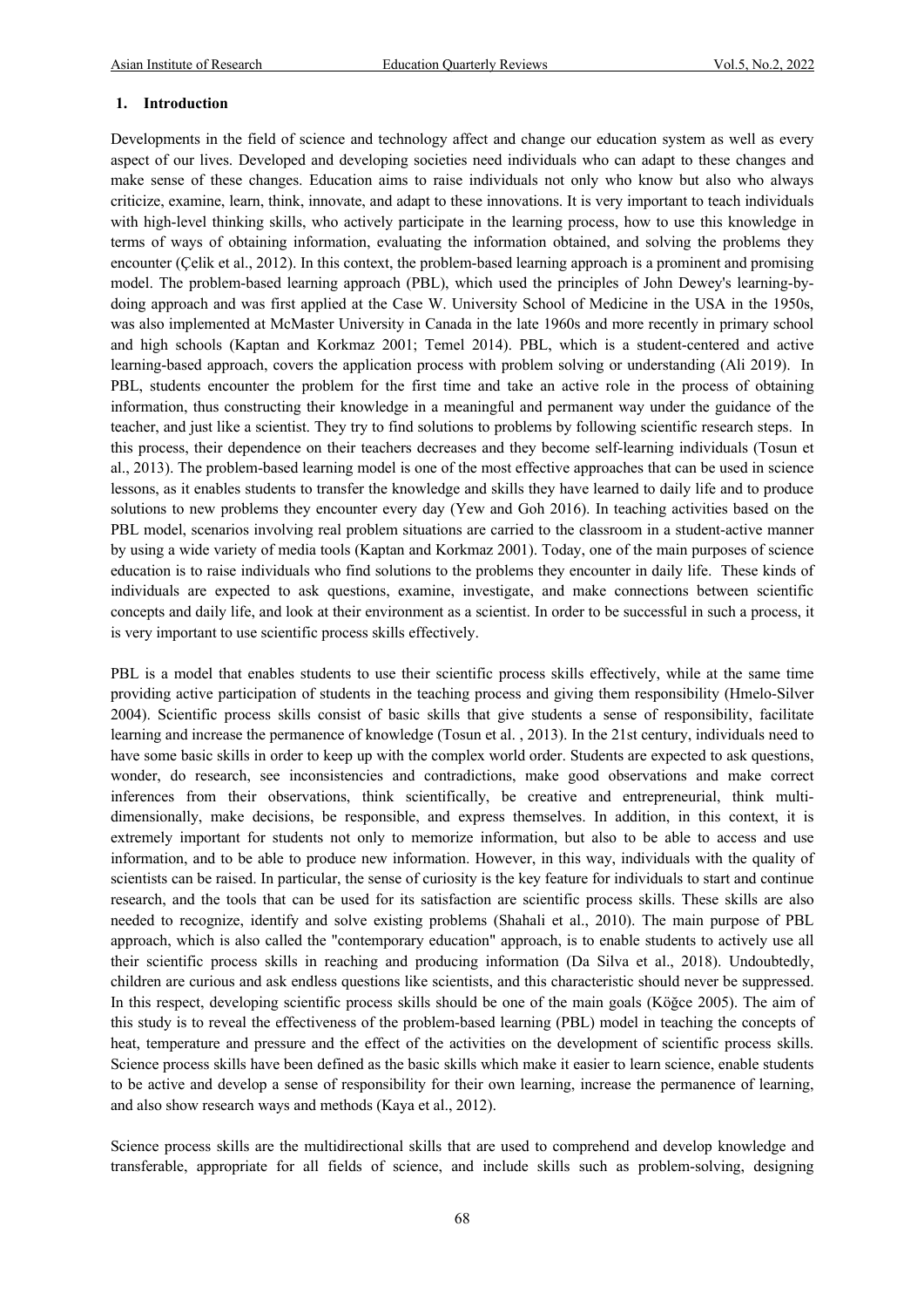## 1. Introduction

Developments in the field of science and technology affect and change our education system as well as every aspect of our lives. Developed and developing societies need individuals who can adapt to these changes and make sense of these changes. Education aims to raise individuals not only who know but also who always criticize, examine, learn, think, innovate, and adapt to these innovations. It is very important to teach individuals with high-level thinking skills, who actively participate in the learning process, how to use this knowledge in terms of ways of obtaining information, evaluating the information obtained, and solving the problems they encounter (Çelik et al., 2012). In this context, the problem-based learning approach is a prominent and promising model. The problem-based learning approach (PBL), which used the principles of John Dewey's learning-by-doing approach and was first applied at the Case W. University School of Medicine in the USA in the 1950s, was also implemented at McMaster University in Canada in the late 1960s and more recently in primary school and high schools (Kaptan and Korkmaz 2001; Temel 2014). PBL, which is a student-centered and active learning-based approach, covers the application process with problem solving or understanding (Ali 2019). In PBL, students encounter the problem for the first time and take an active role in the process of obtaining information, thus constructing their knowledge in a meaningful and permanent way under the guidance of the teacher, and just like a scientist. They try to find solutions to problems by following scientific research steps. In this process, their dependence on their teachers decreases and they become self-learning individuals (Tosun et al., 2013). The problem-based learning model is one of the most effective approaches that can be used in science lessons, as it enables students to transfer the knowledge and skills they have learned to daily life and to produce solutions to new problems they encounter every day (Yew and Goh 2016). In teaching activities based on the PBL model, scenarios involving real problem situations are carried to the classroom in a student-active manner by using a wide variety of media tools (Kaptan and Korkmaz 2001). Today, one of the main purposes of science education is to raise individuals who find solutions to the problems they encounter in daily life. These kinds of individuals are expected to ask questions, examine, investigate, and make connections between scientific concepts and daily life, and look at their environment as a scientist. In order to be successful in such a process, it is very important to use scientific process skills effectively.

PBL is a model that enables students to use their scientific process skills effectively, while at the same time providing active participation of students in the teaching process and giving them responsibility (Hmelo-Silver 2004). Scientific process skills consist of basic skills that give students a sense of responsibility, facilitate learning and increase the permanence of knowledge (Tosun et al. , 2013). In the 21st century, individuals need to have some basic skills in order to keep up with the complex world order. Students are expected to ask questions, wonder, do research, see inconsistencies and contradictions, make good observations and make correct inferences from their observations, think scientifically, be creative and entrepreneurial, think multi-dimensionally, make decisions, be responsible, and express themselves. In addition, in this context, it is extremely important for students not only to memorize information, but also to be able to access and use information, and to be able to produce new information. However, in this way, individuals with the quality of scientists can be raised. In particular, the sense of curiosity is the key feature for individuals to start and continue research, and the tools that can be used for its satisfaction are scientific process skills. These skills are also needed to recognize, identify and solve existing problems (Shahali et al., 2010). The main purpose of PBL approach, which is also called the "contemporary education" approach, is to enable students to actively use all their scientific process skills in reaching and producing information (Da Silva et al., 2018). Undoubtedly, children are curious and ask endless questions like scientists, and this characteristic should never be suppressed. In this respect, developing scientific process skills should be one of the main goals (Köğce 2005). The aim of this study is to reveal the effectiveness of the problem-based learning (PBL) model in teaching the concepts of heat, temperature and pressure and the effect of the activities on the development of scientific process skills. Science process skills have been defined as the basic skills which make it easier to learn science, enable students to be active and develop a sense of responsibility for their own learning, increase the permanence of learning, and also show research ways and methods (Kaya et al., 2012).

Science process skills are the multidirectional skills that are used to comprehend and develop knowledge and transferable, appropriate for all fields of science, and include skills such as problem-solving, designing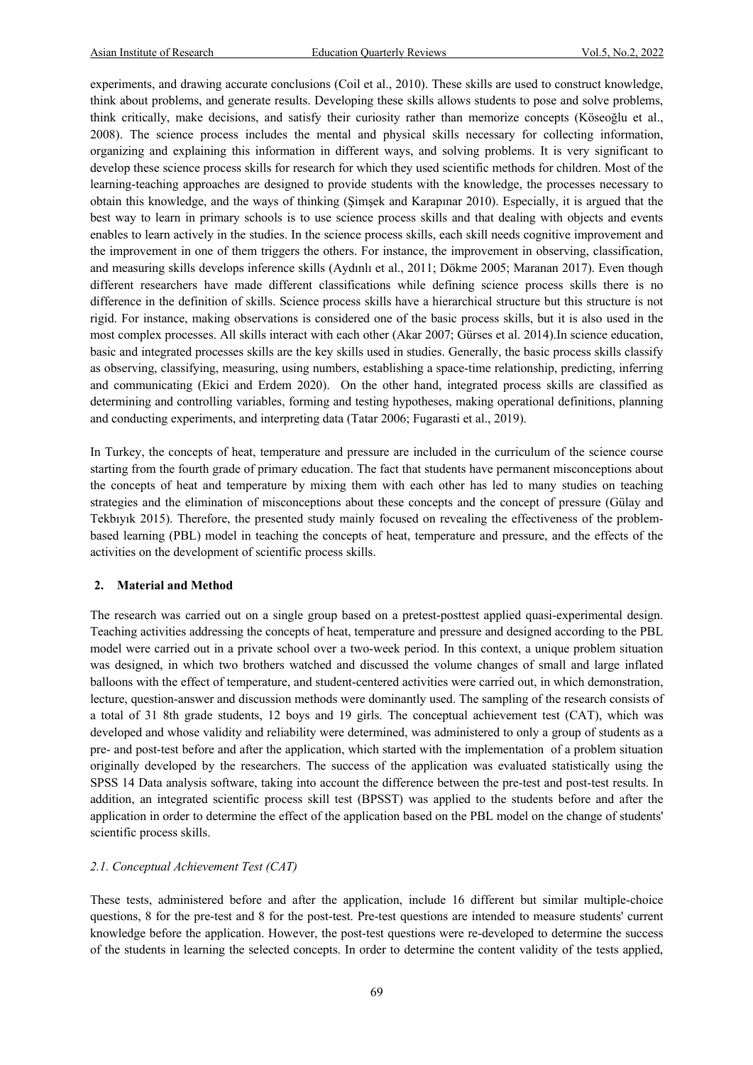experiments, and drawing accurate conclusions (Coil et al., 2010). These skills are used to construct knowledge, think about problems, and generate results. Developing these skills allows students to pose and solve problems, think critically, make decisions, and satisfy their curiosity rather than memorize concepts (Köseoğlu et al., 2008). The science process includes the mental and physical skills necessary for collecting information, organizing and explaining this information in different ways, and solving problems. It is very significant to develop these science process skills for research for which they used scientific methods for children. Most of the learning-teaching approaches are designed to provide students with the knowledge, the processes necessary to obtain this knowledge, and the ways of thinking (Şimşek and Karapınar 2010). Especially, it is argued that the best way to learn in primary schools is to use science process skills and that dealing with objects and events enables to learn actively in the studies. In the science process skills, each skill needs cognitive improvement and the improvement in one of them triggers the others. For instance, the improvement in observing, classification, and measuring skills develops inference skills (Aydınlı et al., 2011; Dökme 2005; Maranan 2017). Even though different researchers have made different classifications while defining science process skills there is no difference in the definition of skills. Science process skills have a hierarchical structure but this structure is not rigid. For instance, making observations is considered one of the basic process skills, but it is also used in the most complex processes. All skills interact with each other (Akar 2007; Gürses et al. 2014).In science education, basic and integrated processes skills are the key skills used in studies. Generally, the basic process skills classify as observing, classifying, measuring, using numbers, establishing a space-time relationship, predicting, inferring and communicating (Ekici and Erdem 2020). On the other hand, integrated process skills are classified as determining and controlling variables, forming and testing hypotheses, making operational definitions, planning and conducting experiments, and interpreting data (Tatar 2006; Fugarasti et al., 2019).

In Turkey, the concepts of heat, temperature and pressure are included in the curriculum of the science course starting from the fourth grade of primary education. The fact that students have permanent misconceptions about the concepts of heat and temperature by mixing them with each other has led to many studies on teaching strategies and the elimination of misconceptions about these concepts and the concept of pressure (Gülay and Tekbıyık 2015). Therefore, the presented study mainly focused on revealing the effectiveness of the problem-based learning (PBL) model in teaching the concepts of heat, temperature and pressure, and the effects of the activities on the development of scientific process skills.

## 2. Material and Method

The research was carried out on a single group based on a pretest-posttest applied quasi-experimental design. Teaching activities addressing the concepts of heat, temperature and pressure and designed according to the PBL model were carried out in a private school over a two-week period. In this context, a unique problem situation was designed, in which two brothers watched and discussed the volume changes of small and large inflated balloons with the effect of temperature, and student-centered activities were carried out, in which demonstration, lecture, question-answer and discussion methods were dominantly used. The sampling of the research consists of a total of 31 8th grade students, 12 boys and 19 girls. The conceptual achievement test (CAT), which was developed and whose validity and reliability were determined, was administered to only a group of students as a pre- and post-test before and after the application, which started with the implementation of a problem situation originally developed by the researchers. The success of the application was evaluated statistically using the SPSS 14 Data analysis software, taking into account the difference between the pre-test and post-test results. In addition, an integrated scientific process skill test (BPSST) was applied to the students before and after the application in order to determine the effect of the application based on the PBL model on the change of students' scientific process skills.

### *2.1. Conceptual Achievement Test (CAT)*

These tests, administered before and after the application, include 16 different but similar multiple-choice questions, 8 for the pre-test and 8 for the post-test. Pre-test questions are intended to measure students' current knowledge before the application. However, the post-test questions were re-developed to determine the success of the students in learning the selected concepts. In order to determine the content validity of the tests applied,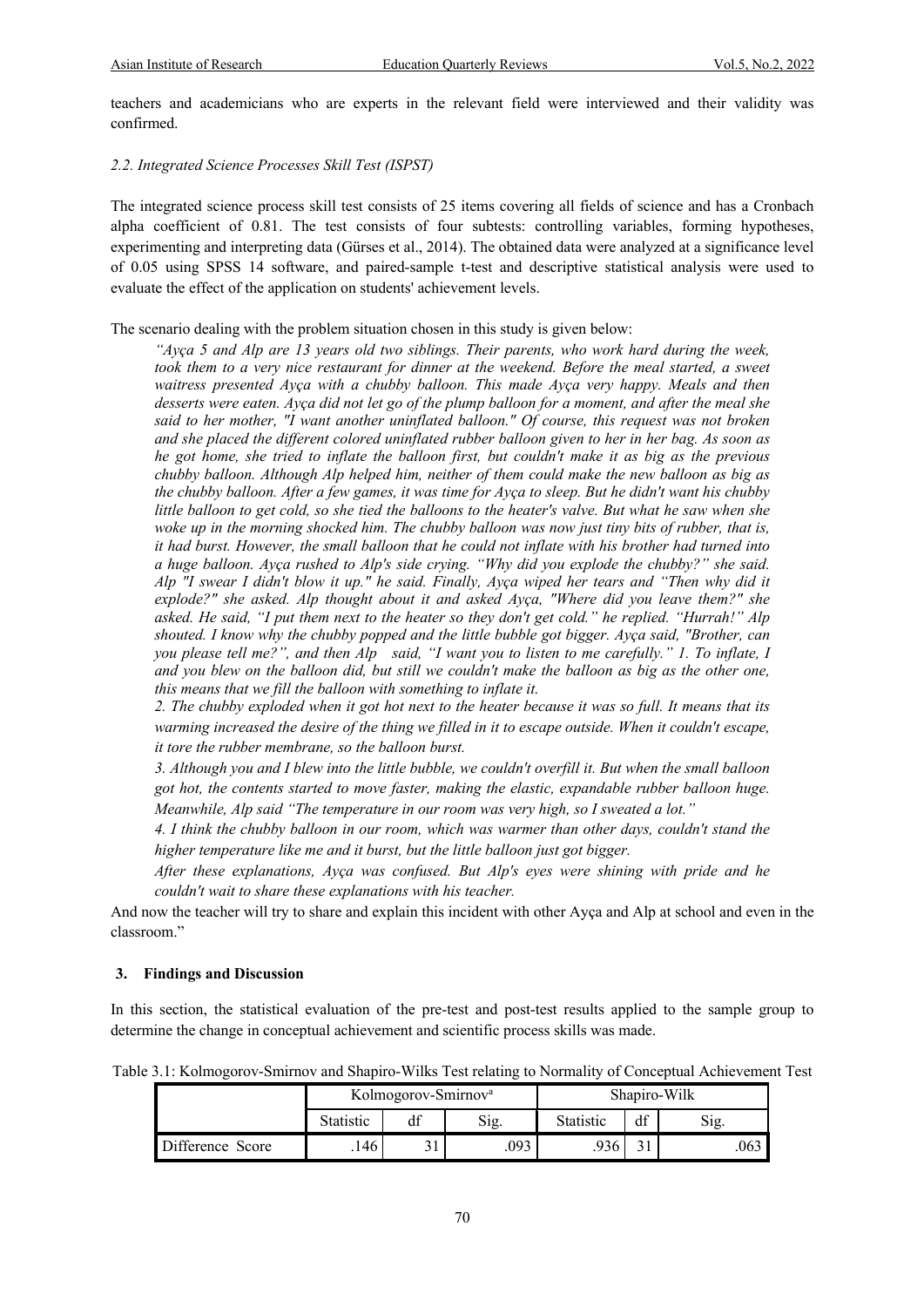teachers and academicians who are experts in the relevant field were interviewed and their validity was confirmed.

### *2.2. Integrated Science Processes Skill Test (ISPST)*

The integrated science process skill test consists of 25 items covering all fields of science and has a Cronbach alpha coefficient of 0.81. The test consists of four subtests: controlling variables, forming hypotheses, experimenting and interpreting data (Gürses et al., 2014). The obtained data were analyzed at a significance level of 0.05 using SPSS 14 software, and paired-sample t-test and descriptive statistical analysis were used to evaluate the effect of the application on students' achievement levels.

The scenario dealing with the problem situation chosen in this study is given below:

> *"Ayça 5 and Alp are 13 years old two siblings. Their parents, who work hard during the week, took them to a very nice restaurant for dinner at the weekend. Before the meal started, a sweet waitress presented Ayça with a chubby balloon. This made Ayça very happy. Meals and then desserts were eaten. Ayça did not let go of the plump balloon for a moment, and after the meal she said to her mother, "I want another uninflated balloon." Of course, this request was not broken and she placed the different colored uninflated rubber balloon given to her in her bag. As soon as he got home, she tried to inflate the balloon first, but couldn't make it as big as the previous chubby balloon. Although Alp helped him, neither of them could make the new balloon as big as the chubby balloon. After a few games, it was time for Ayça to sleep. But he didn't want his chubby little balloon to get cold, so she tied the balloons to the heater's valve. But what he saw when she woke up in the morning shocked him. The chubby balloon was now just tiny bits of rubber, that is, it had burst. However, the small balloon that he could not inflate with his brother had turned into a huge balloon. Ayça rushed to Alp's side crying. "Why did you explode the chubby?" she said. Alp "I swear I didn't blow it up." he said. Finally, Ayça wiped her tears and "Then why did it explode?" she asked. Alp thought about it and asked Ayça, "Where did you leave them?" she asked. He said, "I put them next to the heater so they don't get cold." he replied. "Hurrah!" Alp shouted. I know why the chubby popped and the little bubble got bigger. Ayça said, "Brother, can you please tell me?", and then Alp said, "I want you to listen to me carefully." 1. To inflate, I and you blew on the balloon did, but still we couldn't make the balloon as big as the other one, this means that we fill the balloon with something to inflate it.*
>
> *2. The chubby exploded when it got hot next to the heater because it was so full. It means that its warming increased the desire of the thing we filled in it to escape outside. When it couldn't escape, it tore the rubber membrane, so the balloon burst.*
>
> *3. Although you and I blew into the little bubble, we couldn't overfill it. But when the small balloon got hot, the contents started to move faster, making the elastic, expandable rubber balloon huge. Meanwhile, Alp said "The temperature in our room was very high, so I sweated a lot."*
>
> *4. I think the chubby balloon in our room, which was warmer than other days, couldn't stand the higher temperature like me and it burst, but the little balloon just got bigger.*
>
> *After these explanations, Ayça was confused. But Alp's eyes were shining with pride and he couldn't wait to share these explanations with his teacher.*

And now the teacher will try to share and explain this incident with other Ayça and Alp at school and even in the classroom."

## 3. Findings and Discussion

In this section, the statistical evaluation of the pre-test and post-test results applied to the sample group to determine the change in conceptual achievement and scientific process skills was made.

Table 3.1: Kolmogorov-Smirnov and Shapiro-Wilks Test relating to Normality of Conceptual Achievement Test

| | Kolmogorov-Smirnov[a] | | | Shapiro-Wilk | | |
|---|---|---|---|---|---|---|
| | Statistic | df | Sig. | Statistic | df | Sig. |
| Difference Score | .146 | 31 | .093 | .936 | 31 | .063 |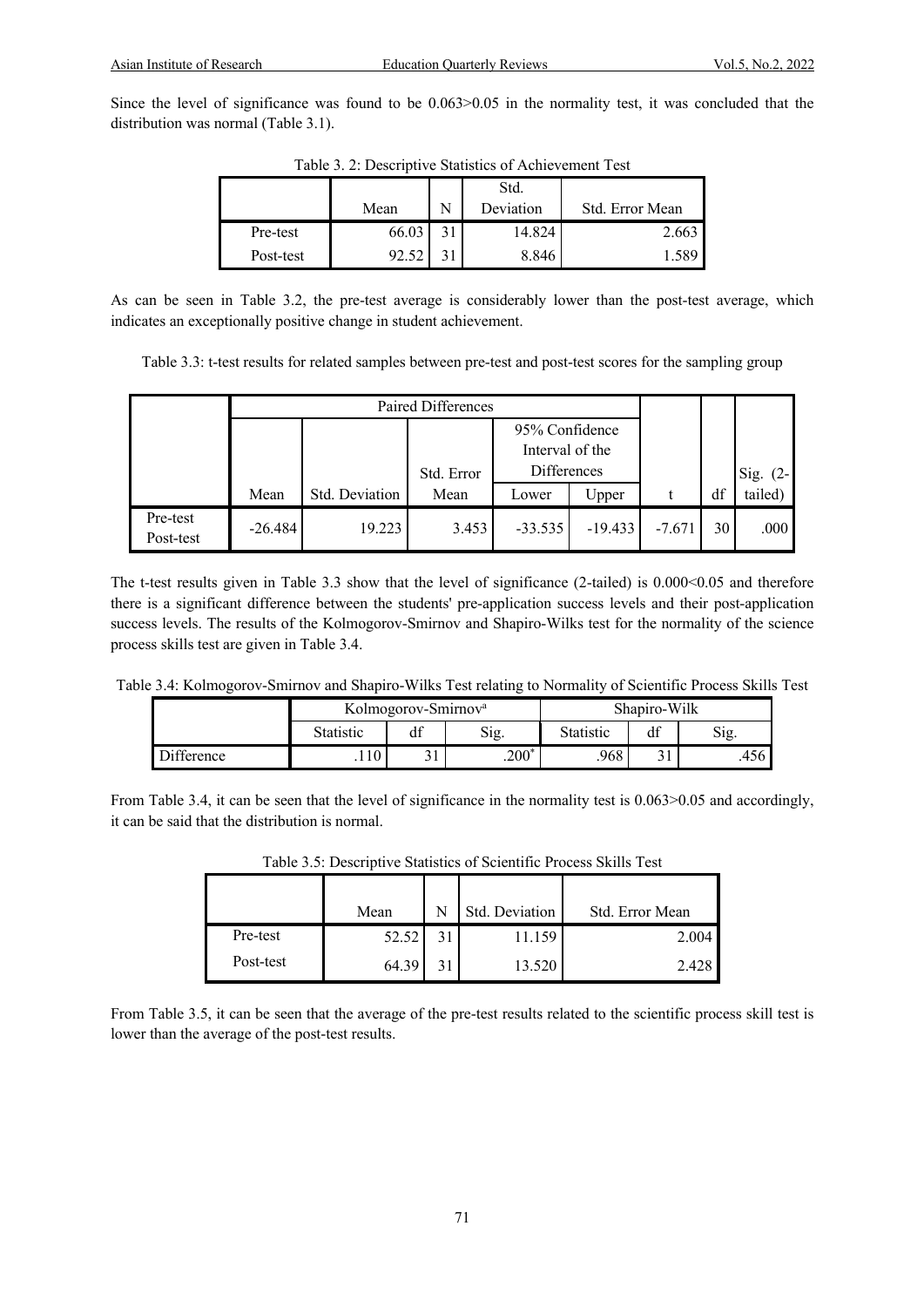Since the level of significance was found to be 0.063>0.05 in the normality test, it was concluded that the distribution was normal (Table 3.1).

Table 3. 2: Descriptive Statistics of Achievement Test

| | Mean | N | Std. Deviation | Std. Error Mean |
|---|---|---|---|---|
| Pre-test | 66.03 | 31 | 14.824 | 2.663 |
| Post-test | 92.52 | 31 | 8.846 | 1.589 |

As can be seen in Table 3.2, the pre-test average is considerably lower than the post-test average, which indicates an exceptionally positive change in student achievement.

Table 3.3: t-test results for related samples between pre-test and post-test scores for the sampling group

| | Paired Differences | | | | | t | df | Sig. (2-tailed) |
|---|---|---|---|---|---|---|---|---|
| | Mean | Std. Deviation | Std. Error Mean | 95% Confidence Interval of the Differences | | | | |
| | | | | Lower | Upper | | | |
| Pre-test Post-test | -26.484 | 19.223 | 3.453 | -33.535 | -19.433 | -7.671 | 30 | .000 |

The t-test results given in Table 3.3 show that the level of significance (2-tailed) is 0.000<0.05 and therefore there is a significant difference between the students' pre-application success levels and their post-application success levels. The results of the Kolmogorov-Smirnov and Shapiro-Wilks test for the normality of the science process skills test are given in Table 3.4.

Table 3.4: Kolmogorov-Smirnov and Shapiro-Wilks Test relating to Normality of Scientific Process Skills Test

| | Kolmogorov-Smirnov[a] | | | Shapiro-Wilk | | |
|---|---|---|---|---|---|---|
| | Statistic | df | Sig. | Statistic | df | Sig. |
| Difference | .110 | 31 | .200* | .968 | 31 | .456 |

From Table 3.4, it can be seen that the level of significance in the normality test is 0.063>0.05 and accordingly, it can be said that the distribution is normal.

Table 3.5: Descriptive Statistics of Scientific Process Skills Test

| | Mean | N | Std. Deviation | Std. Error Mean |
|---|---|---|---|---|
| Pre-test | 52.52 | 31 | 11.159 | 2.004 |
| Post-test | 64.39 | 31 | 13.520 | 2.428 |

From Table 3.5, it can be seen that the average of the pre-test results related to the scientific process skill test is lower than the average of the post-test results.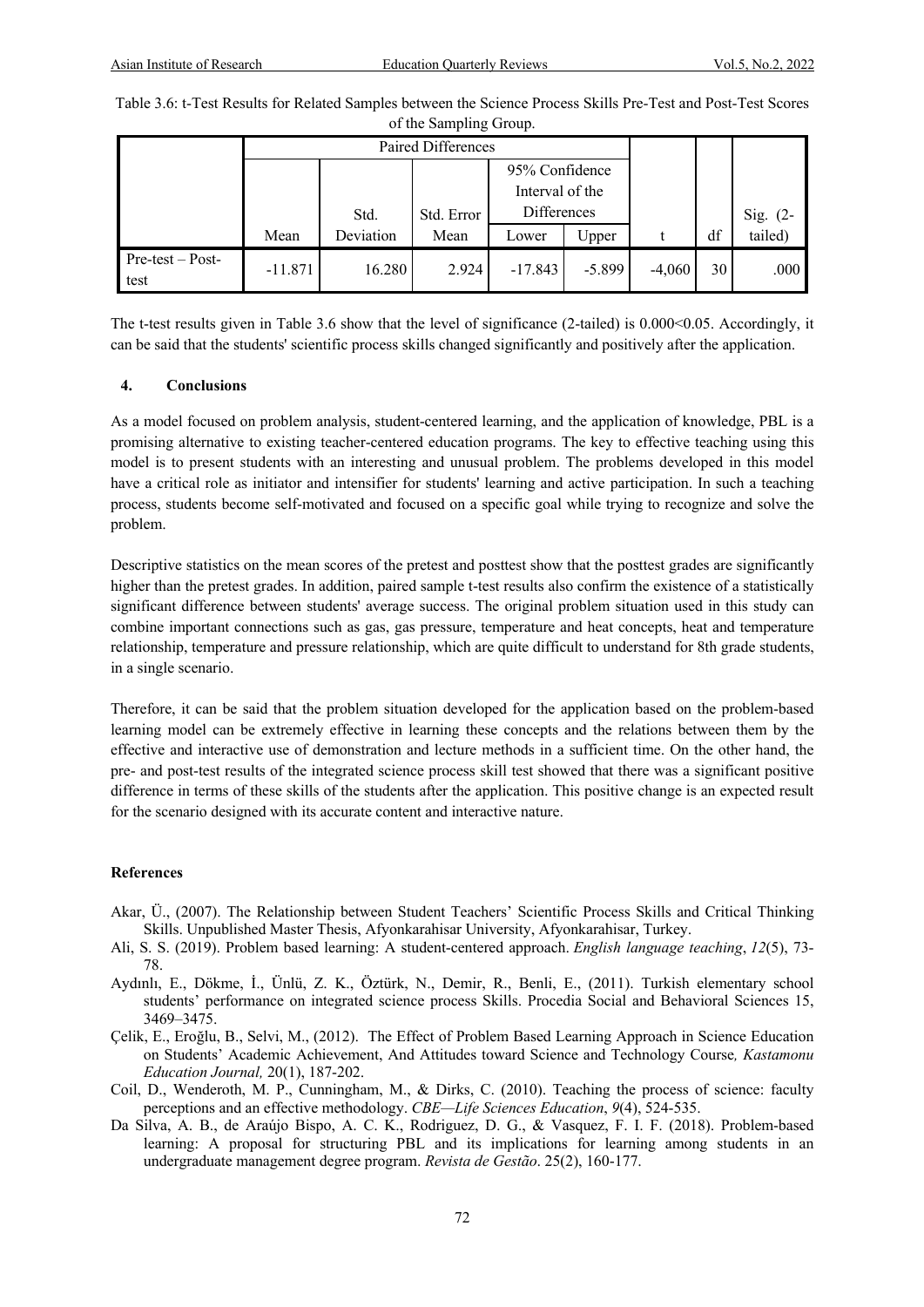Table 3.6: t-Test Results for Related Samples between the Science Process Skills Pre-Test and Post-Test Scores of the Sampling Group.

| | Paired Differences | | | | | | | |
|---|---|---|---|---|---|---|---|---|
| | | | | 95% Confidence Interval of the Differences | | | | |
| | Mean | Std. Deviation | Std. Error Mean | Lower | Upper | t | df | Sig. (2-tailed) |
| Pre-test – Post-test | -11.871 | 16.280 | 2.924 | -17.843 | -5.899 | -4,060 | 30 | .000 |

The t-test results given in Table 3.6 show that the level of significance (2-tailed) is 0.000<0.05. Accordingly, it can be said that the students' scientific process skills changed significantly and positively after the application.

## 4. Conclusions

As a model focused on problem analysis, student-centered learning, and the application of knowledge, PBL is a promising alternative to existing teacher-centered education programs. The key to effective teaching using this model is to present students with an interesting and unusual problem. The problems developed in this model have a critical role as initiator and intensifier for students' learning and active participation. In such a teaching process, students become self-motivated and focused on a specific goal while trying to recognize and solve the problem.

Descriptive statistics on the mean scores of the pretest and posttest show that the posttest grades are significantly higher than the pretest grades. In addition, paired sample t-test results also confirm the existence of a statistically significant difference between students' average success. The original problem situation used in this study can combine important connections such as gas, gas pressure, temperature and heat concepts, heat and temperature relationship, temperature and pressure relationship, which are quite difficult to understand for 8th grade students, in a single scenario.

Therefore, it can be said that the problem situation developed for the application based on the problem-based learning model can be extremely effective in learning these concepts and the relations between them by the effective and interactive use of demonstration and lecture methods in a sufficient time. On the other hand, the pre- and post-test results of the integrated science process skill test showed that there was a significant positive difference in terms of these skills of the students after the application. This positive change is an expected result for the scenario designed with its accurate content and interactive nature.

## References

Akar, Ü., (2007). The Relationship between Student Teachers' Scientific Process Skills and Critical Thinking Skills. Unpublished Master Thesis, Afyonkarahisar University, Afyonkarahisar, Turkey.

Ali, S. S. (2019). Problem based learning: A student-centered approach. *English language teaching*, *12*(5), 73-78.

Aydınlı, E., Dökme, İ., Ünlü, Z. K., Öztürk, N., Demir, R., Benli, E., (2011). Turkish elementary school students' performance on integrated science process Skills. Procedia Social and Behavioral Sciences 15, 3469–3475.

Çelik, E., Eroğlu, B., Selvi, M., (2012). The Effect of Problem Based Learning Approach in Science Education on Students' Academic Achievement, And Attitudes toward Science and Technology Course*, Kastamonu Education Journal,* 20(1), 187-202.

Coil, D., Wenderoth, M. P., Cunningham, M., & Dirks, C. (2010). Teaching the process of science: faculty perceptions and an effective methodology. *CBE—Life Sciences Education*, *9*(4), 524-535.

Da Silva, A. B., de Araújo Bispo, A. C. K., Rodriguez, D. G., & Vasquez, F. I. F. (2018). Problem-based learning: A proposal for structuring PBL and its implications for learning among students in an undergraduate management degree program. *Revista de Gestão*. 25(2), 160-177.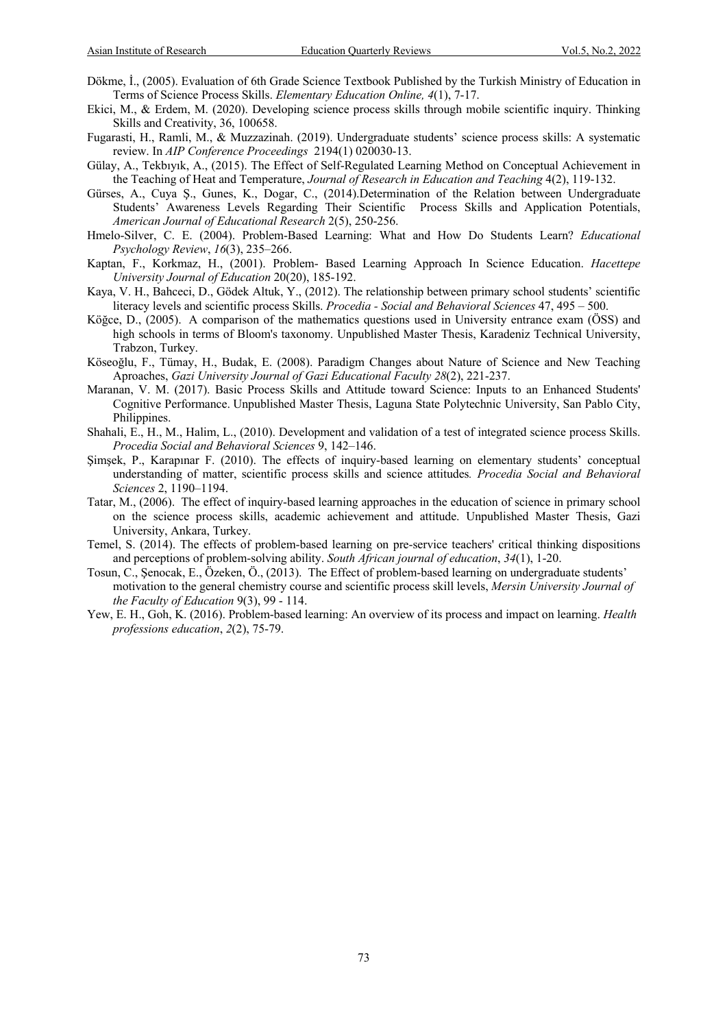Dökme, İ., (2005). Evaluation of 6th Grade Science Textbook Published by the Turkish Ministry of Education in Terms of Science Process Skills. *Elementary Education Online, 4*(1), 7-17.

Ekici, M., & Erdem, M. (2020). Developing science process skills through mobile scientific inquiry. Thinking Skills and Creativity, 36, 100658.

Fugarasti, H., Ramli, M., & Muzzazinah. (2019). Undergraduate students' science process skills: A systematic review. In *AIP Conference Proceedings* 2194(1) 020030-13.

Gülay, A., Tekbıyık, A., (2015). The Effect of Self-Regulated Learning Method on Conceptual Achievement in the Teaching of Heat and Temperature, *Journal of Research in Education and Teaching* 4(2), 119-132.

Gürses, A., Cuya Ş., Gunes, K., Dogar, C., (2014).Determination of the Relation between Undergraduate Students' Awareness Levels Regarding Their Scientific Process Skills and Application Potentials, *American Journal of Educational Research* 2(5), 250-256.

Hmelo-Silver, C. E. (2004). Problem-Based Learning: What and How Do Students Learn? *Educational Psychology Review*, *16*(3), 235–266.

Kaptan, F., Korkmaz, H., (2001). Problem- Based Learning Approach In Science Education. *Hacettepe University Journal of Education* 20(20), 185-192.

Kaya, V. H., Bahceci, D., Gödek Altuk, Y., (2012). The relationship between primary school students' scientific literacy levels and scientific process Skills. *Procedia - Social and Behavioral Sciences* 47, 495 – 500.

Köğce, D., (2005). A comparison of the mathematics questions used in University entrance exam (ÖSS) and high schools in terms of Bloom's taxonomy. Unpublished Master Thesis, Karadeniz Technical University, Trabzon, Turkey.

Köseoğlu, F., Tümay, H., Budak, E. (2008). Paradigm Changes about Nature of Science and New Teaching Aproaches, *Gazi University Journal of Gazi Educational Faculty 28*(2), 221-237.

Maranan, V. M. (2017). Basic Process Skills and Attitude toward Science: Inputs to an Enhanced Students' Cognitive Performance. Unpublished Master Thesis, Laguna State Polytechnic University, San Pablo City, Philippines.

Shahali, E., H., M., Halim, L., (2010). Development and validation of a test of integrated science process Skills. *Procedia Social and Behavioral Sciences* 9, 142–146.

Şimşek, P., Karapınar F. (2010). The effects of inquiry-based learning on elementary students' conceptual understanding of matter, scientific process skills and science attitudes*. Procedia Social and Behavioral Sciences* 2, 1190–1194.

Tatar, M., (2006). The effect of inquiry-based learning approaches in the education of science in primary school on the science process skills, academic achievement and attitude. Unpublished Master Thesis, Gazi University, Ankara, Turkey.

Temel, S. (2014). The effects of problem-based learning on pre-service teachers' critical thinking dispositions and perceptions of problem-solving ability. *South African journal of education*, *34*(1), 1-20.

Tosun, C., Şenocak, E., Özeken, Ö., (2013). The Effect of problem-based learning on undergraduate students' motivation to the general chemistry course and scientific process skill levels, *Mersin University Journal of the Faculty of Education* 9(3), 99 - 114.

Yew, E. H., Goh, K. (2016). Problem-based learning: An overview of its process and impact on learning. *Health professions education*, *2*(2), 75-79.